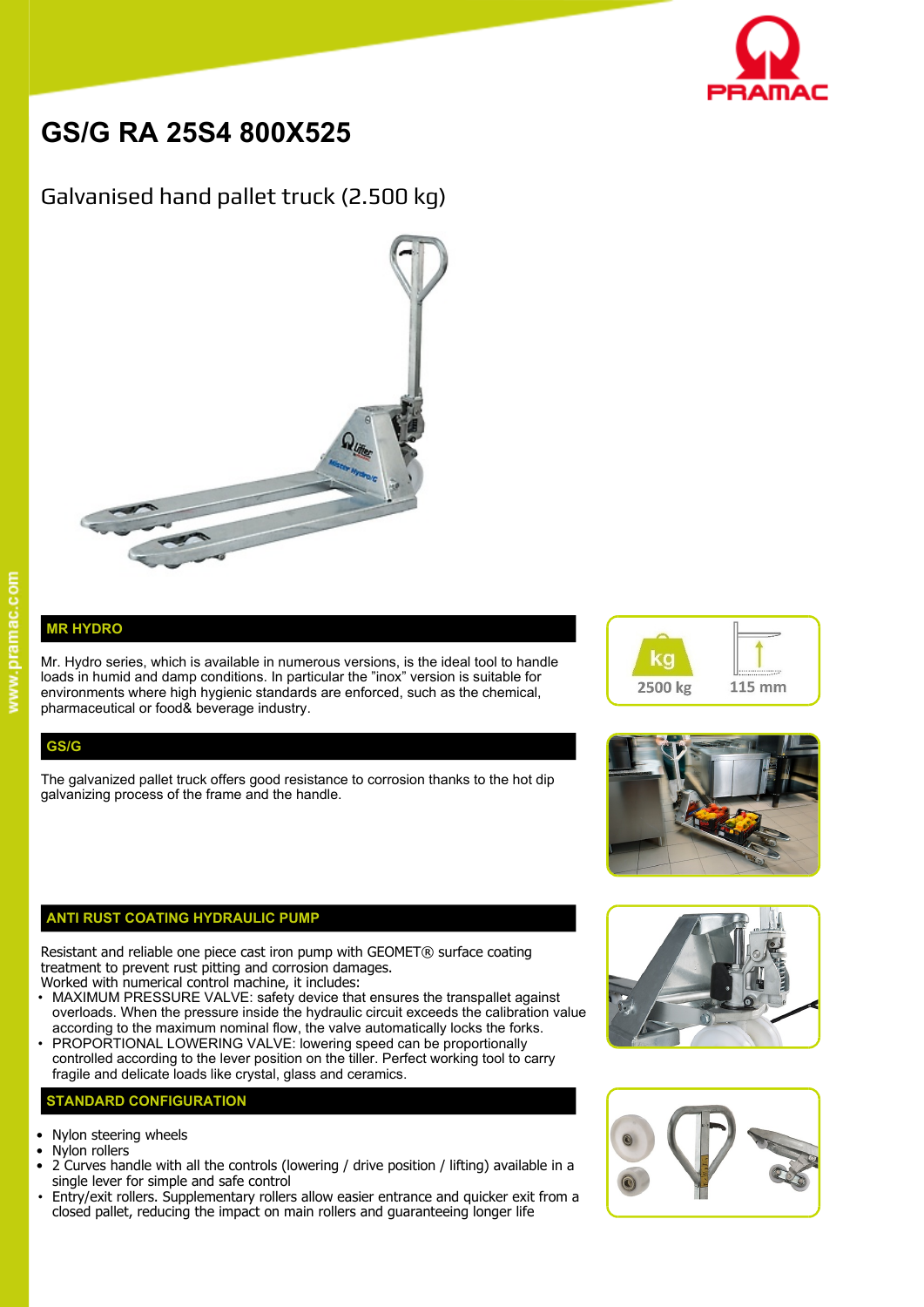# GS/G RA 25S4 800X525

## Galvanised hand pallet truck (2.500 kg)

2500 kg

115 mm

### MR HYDRO

Mr. Hydro series, which is available in numerous versions, is the ideal tool to handle loads in humid and damp conditions. In particular the "inox" version is suitable for environments where high hygienic standards are enforced, such as the chemical, pharmaceutical or food& beverage industry.

### GS/G

The galvanized pallet truck offers good resistance to corrosion thanks to the hot dip galvanizing process of the frame and the handle.

### ANTI RUST COATING HYDRAULIC PUMP

Resistant and reliable one piece cast iron pump with GEOMET® surface coating treatment to prevent rust pitting and corrosion damages.
Worked with numerical control machine, it includes:

- MAXIMUM PRESSURE VALVE: safety device that ensures the transpallet against overloads. When the pressure inside the hydraulic circuit exceeds the calibration value according to the maximum nominal flow, the valve automatically locks the forks.
- PROPORTIONAL LOWERING VALVE: lowering speed can be proportionally controlled according to the lever position on the tiller. Perfect working tool to carry fragile and delicate loads like crystal, glass and ceramics.

### STANDARD CONFIGURATION

- Nylon steering wheels
- Nylon rollers
- 2 Curves handle with all the controls (lowering / drive position / lifting) available in a single lever for simple and safe control
- Entry/exit rollers. Supplementary rollers allow easier entrance and quicker exit from a closed pallet, reducing the impact on main rollers and guaranteeing longer life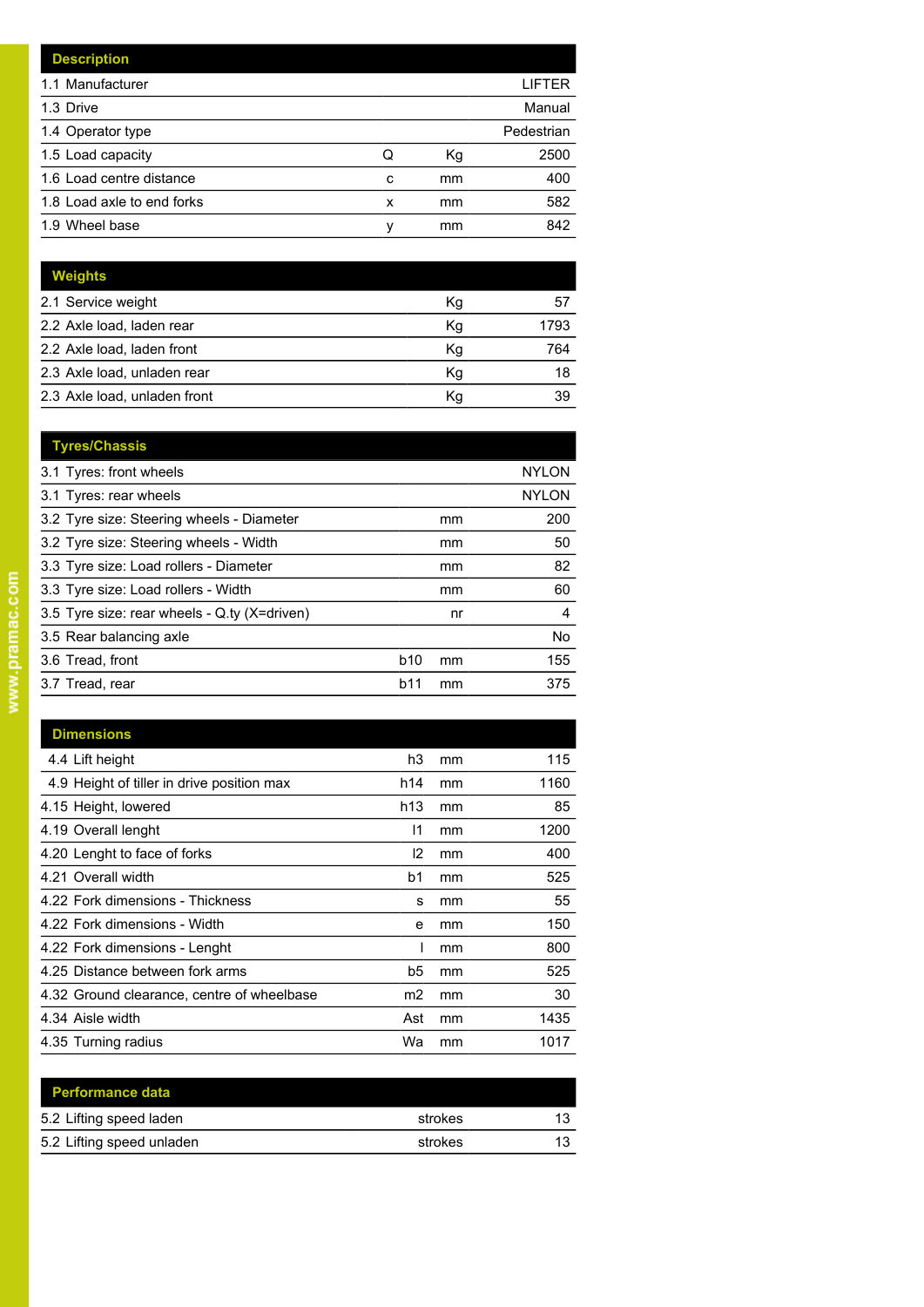| Description | | | |
|---|---|---|---|
| 1.1 Manufacturer | | | LIFTER |
| 1.3 Drive | | | Manual |
| 1.4 Operator type | | | Pedestrian |
| 1.5 Load capacity | Q | Kg | 2500 |
| 1.6 Load centre distance | c | mm | 400 |
| 1.8 Load axle to end forks | x | mm | 582 |
| 1.9 Wheel base | y | mm | 842 |

| Weights | | | |
|---|---|---|---|
| 2.1 Service weight | | Kg | 57 |
| 2.2 Axle load, laden rear | | Kg | 1793 |
| 2.2 Axle load, laden front | | Kg | 764 |
| 2.3 Axle load, unladen rear | | Kg | 18 |
| 2.3 Axle load, unladen front | | Kg | 39 |

| Tyres/Chassis | | | |
|---|---|---|---|
| 3.1 Tyres: front wheels | | | NYLON |
| 3.1 Tyres: rear wheels | | | NYLON |
| 3.2 Tyre size: Steering wheels - Diameter | | mm | 200 |
| 3.2 Tyre size: Steering wheels - Width | | mm | 50 |
| 3.3 Tyre size: Load rollers - Diameter | | mm | 82 |
| 3.3 Tyre size: Load rollers - Width | | mm | 60 |
| 3.5 Tyre size: rear wheels - Q.ty (X=driven) | | nr | 4 |
| 3.5 Rear balancing axle | | | No |
| 3.6 Tread, front | b10 | mm | 155 |
| 3.7 Tread, rear | b11 | mm | 375 |

| Dimensions | | | |
|---|---|---|---|
| 4.4 Lift height | h3 | mm | 115 |
| 4.9 Height of tiller in drive position max | h14 | mm | 1160 |
| 4.15 Height, lowered | h13 | mm | 85 |
| 4.19 Overall lenght | l1 | mm | 1200 |
| 4.20 Lenght to face of forks | l2 | mm | 400 |
| 4.21 Overall width | b1 | mm | 525 |
| 4.22 Fork dimensions - Thickness | s | mm | 55 |
| 4.22 Fork dimensions - Width | e | mm | 150 |
| 4.22 Fork dimensions - Lenght | l | mm | 800 |
| 4.25 Distance between fork arms | b5 | mm | 525 |
| 4.32 Ground clearance, centre of wheelbase | m2 | mm | 30 |
| 4.34 Aisle width | Ast | mm | 1435 |
| 4.35 Turning radius | Wa | mm | 1017 |

| Performance data | | | |
|---|---|---|---|
| 5.2 Lifting speed laden | | strokes | 13 |
| 5.2 Lifting speed unladen | | strokes | 13 |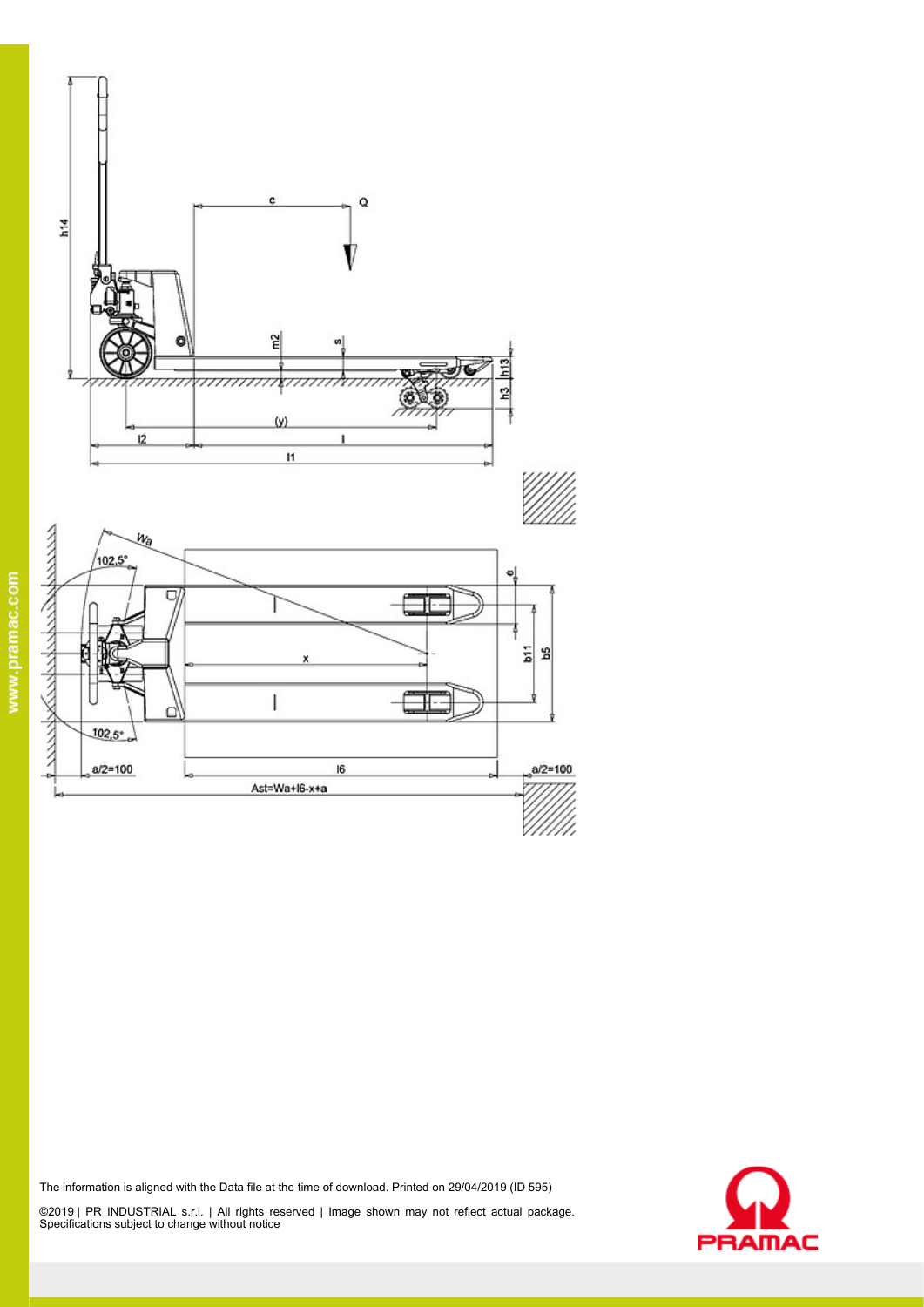h14

c

Q

m2

s

h13

h3

(y)

l2

l

l1

Wa

102,5°

e

x

b11

b5

102,5°

a/2=100

l6

a/2=100

Ast=Wa+l6-x+a

The information is aligned with the Data file at the time of download. Printed on 29/04/2019 (ID 595)

©2019 | PR INDUSTRIAL s.r.l. | All rights reserved | Image shown may not reflect actual package. Specifications subject to change without notice